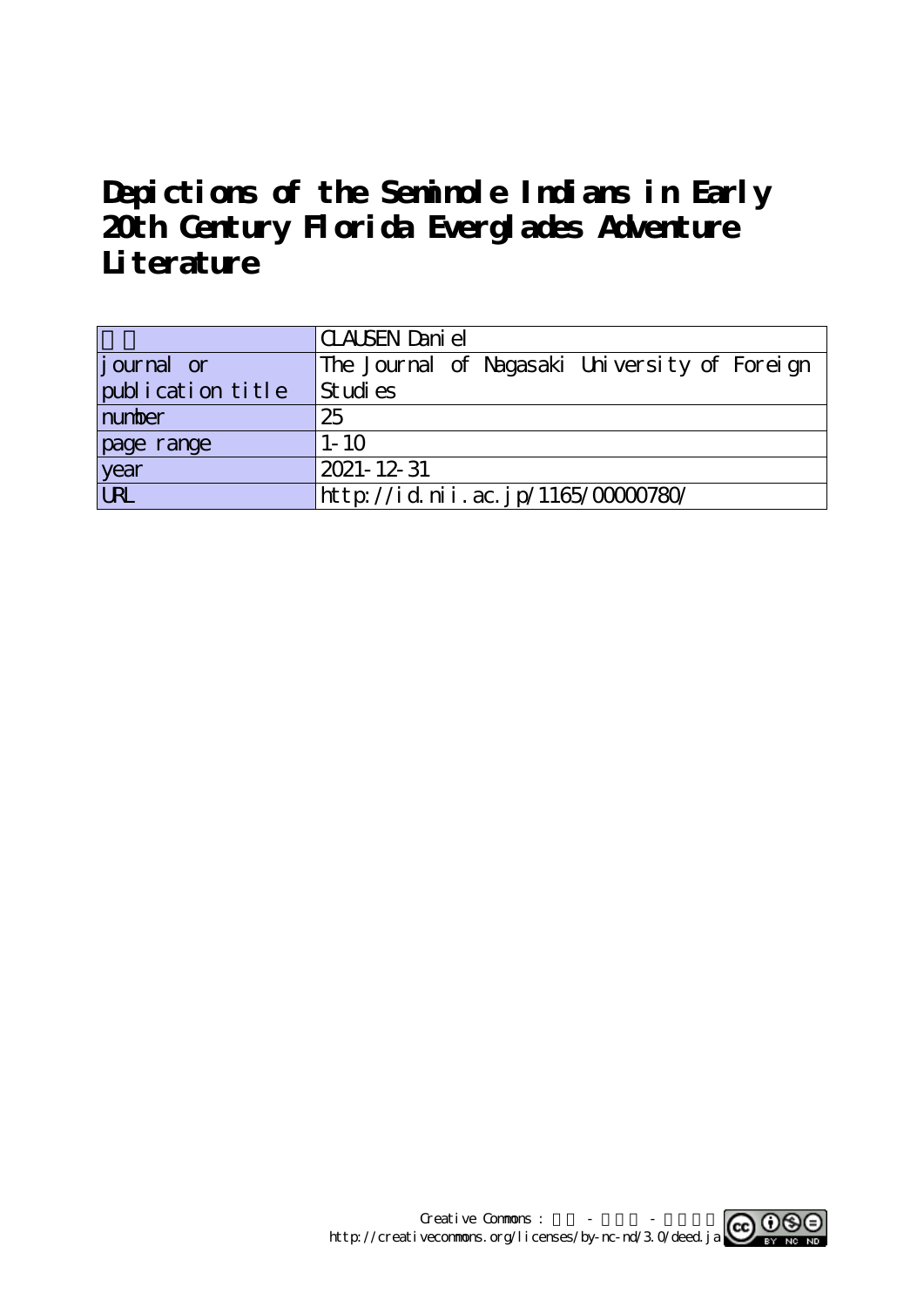# Depictions of the Seminole Indians in Early 20th Century Florida Everglades Adventure Literature

| 著者 | CLAUSEN Daniel |
| --- | --- |
| journal or publication title | The Journal of Nagasaki University of Foreign Studies |
| number | 25 |
| page range | 1-10 |
| year | 2021-12-31 |
| URL | http://id.nii.ac.jp/1165/00000780/ |

Creative Commons : 表示 - 非営利 - 改変禁止
http://creativecommons.org/licenses/by-nc-nd/3.0/deed.ja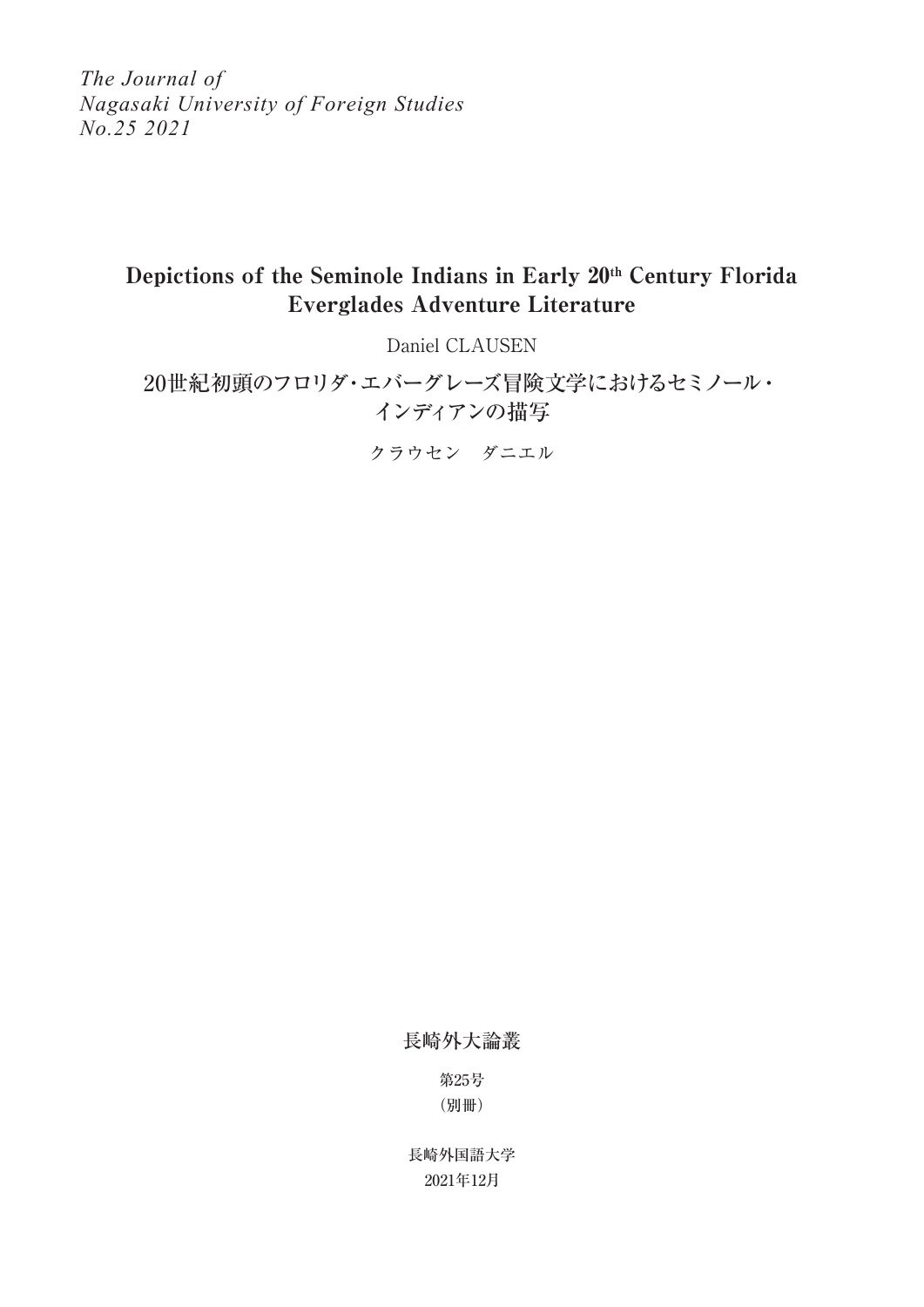*The Journal of*
*Nagasaki University of Foreign Studies*
*No.25 2021*

# Depictions of the Seminole Indians in Early 20th Century Florida Everglades Adventure Literature

Daniel CLAUSEN

# 20世紀初頭のフロリダ・エバーグレーズ冒険文学におけるセミノール・インディアンの描写

クラウセン　ダニエル

長崎外大論叢

第25号
（別冊）

長崎外国語大学
2021年12月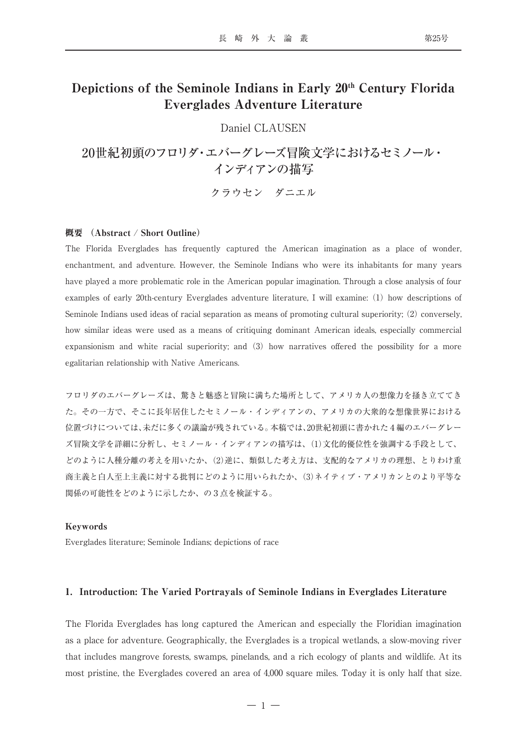# Depictions of the Seminole Indians in Early 20th Century Florida Everglades Adventure Literature

Daniel CLAUSEN

# 20世紀初頭のフロリダ・エバーグレーズ冒険文学におけるセミノール・インディアンの描写

クラウセン　ダニエル

**概要（Abstract / Short Outline）**

The Florida Everglades has frequently captured the American imagination as a place of wonder, enchantment, and adventure. However, the Seminole Indians who were its inhabitants for many years have played a more problematic role in the American popular imagination. Through a close analysis of four examples of early 20th-century Everglades adventure literature, I will examine: (1) how descriptions of Seminole Indians used ideas of racial separation as means of promoting cultural superiority; (2) conversely, how similar ideas were used as a means of critiquing dominant American ideals, especially commercial expansionism and white racial superiority; and (3) how narratives offered the possibility for a more egalitarian relationship with Native Americans.

フロリダのエバーグレーズは、驚きと魅惑と冒険に満ちた場所として、アメリカ人の想像力を掻き立ててきた。その一方で、そこに長年居住したセミノール・インディアンの、アメリカの大衆的な想像世界における位置づけについては、未だに多くの議論が残されている。本稿では、20世紀初頭に書かれた４編のエバーグレーズ冒険文学を詳細に分析し、セミノール・インディアンの描写は、(1)文化的優位性を強調する手段として、どのように人種分離の考えを用いたか、(2)逆に、類似した考え方は、支配的なアメリカの理想、とりわけ重商主義と白人至上主義に対する批判にどのように用いられたか、(3)ネイティブ・アメリカンとのより平等な関係の可能性をどのように示したか、の３点を検証する。

**Keywords**

Everglades literature; Seminole Indians; depictions of race

## 1. Introduction: The Varied Portrayals of Seminole Indians in Everglades Literature

The Florida Everglades has long captured the American and especially the Floridian imagination as a place for adventure. Geographically, the Everglades is a tropical wetlands, a slow-moving river that includes mangrove forests, swamps, pinelands, and a rich ecology of plants and wildlife. At its most pristine, the Everglades covered an area of 4,000 square miles. Today it is only half that size.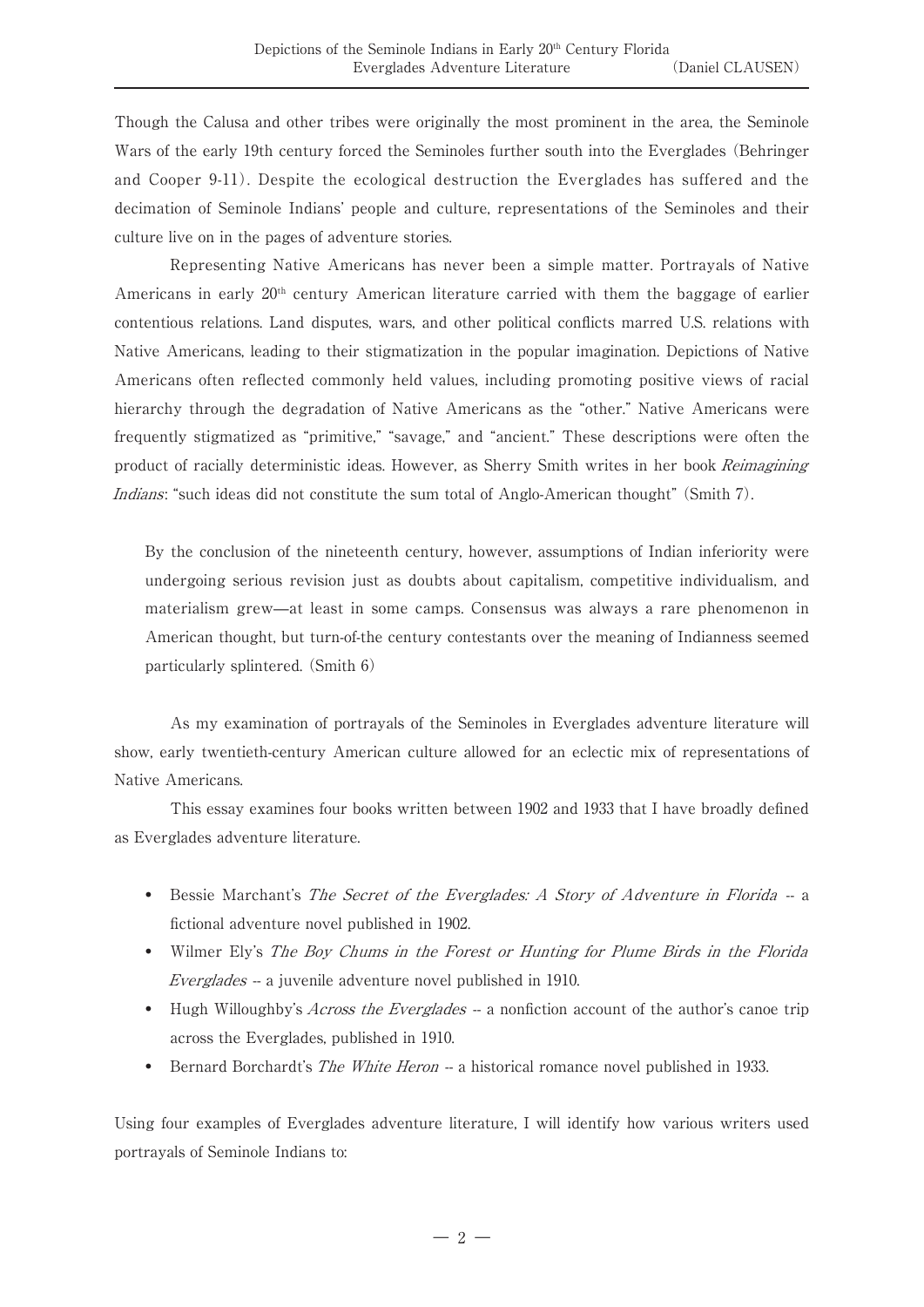Though the Calusa and other tribes were originally the most prominent in the area, the Seminole Wars of the early 19th century forced the Seminoles further south into the Everglades (Behringer and Cooper 9-11). Despite the ecological destruction the Everglades has suffered and the decimation of Seminole Indians' people and culture, representations of the Seminoles and their culture live on in the pages of adventure stories.

Representing Native Americans has never been a simple matter. Portrayals of Native Americans in early 20th century American literature carried with them the baggage of earlier contentious relations. Land disputes, wars, and other political conflicts marred U.S. relations with Native Americans, leading to their stigmatization in the popular imagination. Depictions of Native Americans often reflected commonly held values, including promoting positive views of racial hierarchy through the degradation of Native Americans as the "other." Native Americans were frequently stigmatized as "primitive," "savage," and "ancient." These descriptions were often the product of racially deterministic ideas. However, as Sherry Smith writes in her book *Reimagining Indians*: "such ideas did not constitute the sum total of Anglo-American thought" (Smith 7).

> By the conclusion of the nineteenth century, however, assumptions of Indian inferiority were undergoing serious revision just as doubts about capitalism, competitive individualism, and materialism grew—at least in some camps. Consensus was always a rare phenomenon in American thought, but turn-of-the century contestants over the meaning of Indianness seemed particularly splintered. (Smith 6)

As my examination of portrayals of the Seminoles in Everglades adventure literature will show, early twentieth-century American culture allowed for an eclectic mix of representations of Native Americans.

This essay examines four books written between 1902 and 1933 that I have broadly defined as Everglades adventure literature.

- Bessie Marchant's *The Secret of the Everglades: A Story of Adventure in Florida* -- a fictional adventure novel published in 1902.
- Wilmer Ely's *The Boy Chums in the Forest or Hunting for Plume Birds in the Florida Everglades* -- a juvenile adventure novel published in 1910.
- Hugh Willoughby's *Across the Everglades* -- a nonfiction account of the author's canoe trip across the Everglades, published in 1910.
- Bernard Borchardt's *The White Heron* -- a historical romance novel published in 1933.

Using four examples of Everglades adventure literature, I will identify how various writers used portrayals of Seminole Indians to: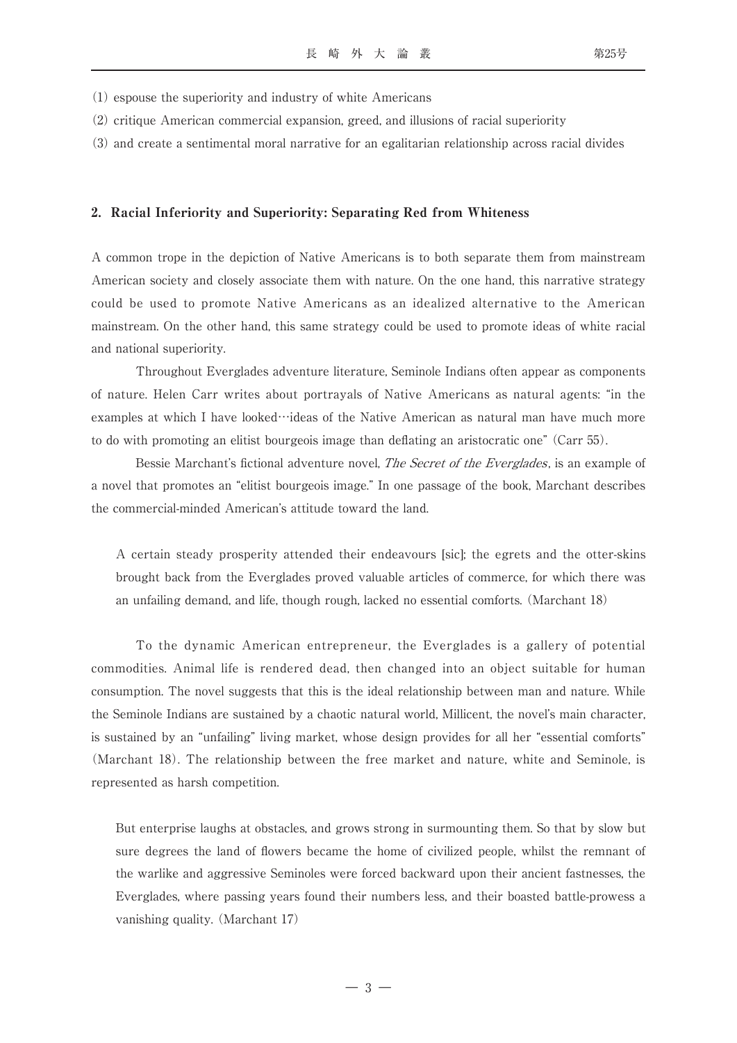(1) espouse the superiority and industry of white Americans

(2) critique American commercial expansion, greed, and illusions of racial superiority

(3) and create a sentimental moral narrative for an egalitarian relationship across racial divides

## 2. Racial Inferiority and Superiority: Separating Red from Whiteness

A common trope in the depiction of Native Americans is to both separate them from mainstream American society and closely associate them with nature. On the one hand, this narrative strategy could be used to promote Native Americans as an idealized alternative to the American mainstream. On the other hand, this same strategy could be used to promote ideas of white racial and national superiority.

Throughout Everglades adventure literature, Seminole Indians often appear as components of nature. Helen Carr writes about portrayals of Native Americans as natural agents: "in the examples at which I have looked…ideas of the Native American as natural man have much more to do with promoting an elitist bourgeois image than deflating an aristocratic one" (Carr 55).

Bessie Marchant's fictional adventure novel, *The Secret of the Everglades*, is an example of a novel that promotes an "elitist bourgeois image." In one passage of the book, Marchant describes the commercial-minded American's attitude toward the land.

> A certain steady prosperity attended their endeavours [sic]; the egrets and the otter-skins brought back from the Everglades proved valuable articles of commerce, for which there was an unfailing demand, and life, though rough, lacked no essential comforts. (Marchant 18)

To the dynamic American entrepreneur, the Everglades is a gallery of potential commodities. Animal life is rendered dead, then changed into an object suitable for human consumption. The novel suggests that this is the ideal relationship between man and nature. While the Seminole Indians are sustained by a chaotic natural world, Millicent, the novel's main character, is sustained by an "unfailing" living market, whose design provides for all her "essential comforts" (Marchant 18). The relationship between the free market and nature, white and Seminole, is represented as harsh competition.

> But enterprise laughs at obstacles, and grows strong in surmounting them. So that by slow but sure degrees the land of flowers became the home of civilized people, whilst the remnant of the warlike and aggressive Seminoles were forced backward upon their ancient fastnesses, the Everglades, where passing years found their numbers less, and their boasted battle-prowess a vanishing quality. (Marchant 17)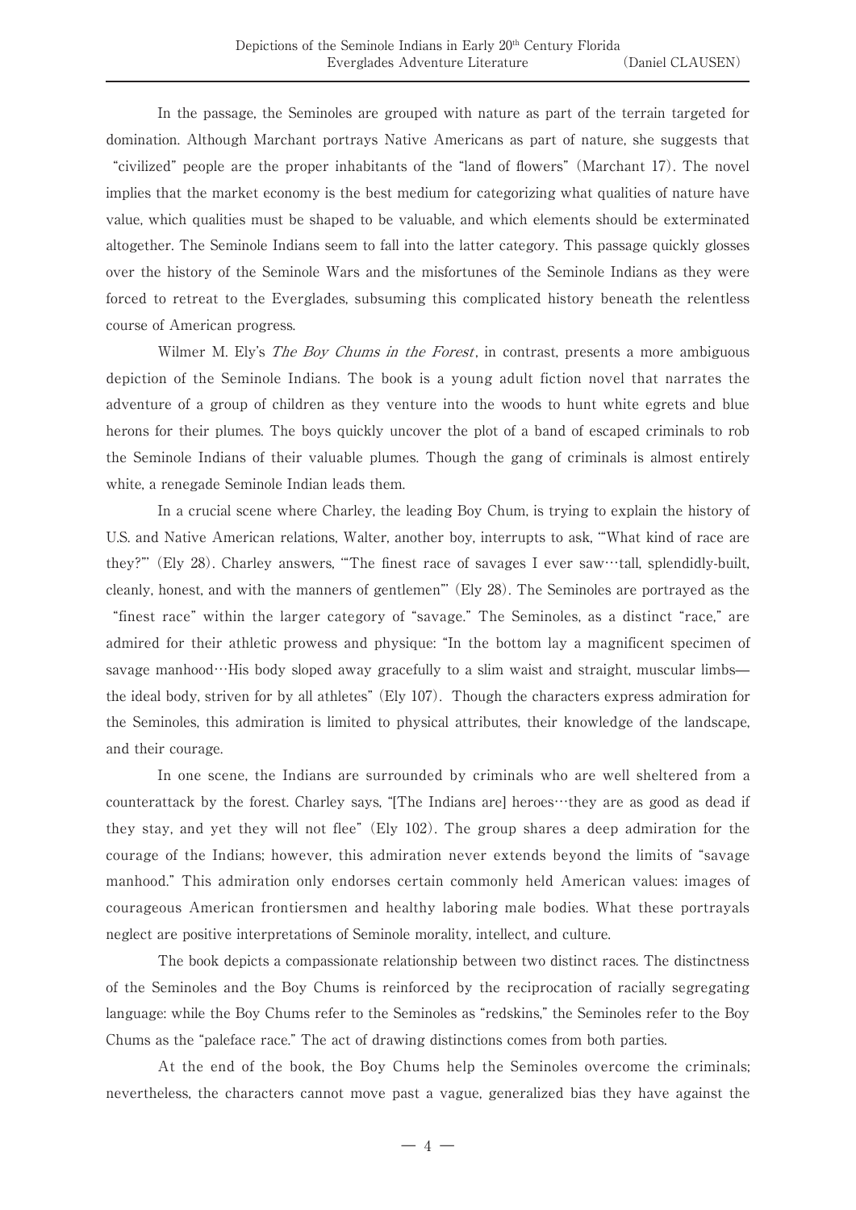In the passage, the Seminoles are grouped with nature as part of the terrain targeted for domination. Although Marchant portrays Native Americans as part of nature, she suggests that "civilized" people are the proper inhabitants of the "land of flowers" (Marchant 17). The novel implies that the market economy is the best medium for categorizing what qualities of nature have value, which qualities must be shaped to be valuable, and which elements should be exterminated altogether. The Seminole Indians seem to fall into the latter category. This passage quickly glosses over the history of the Seminole Wars and the misfortunes of the Seminole Indians as they were forced to retreat to the Everglades, subsuming this complicated history beneath the relentless course of American progress.

Wilmer M. Ely's *The Boy Chums in the Forest*, in contrast, presents a more ambiguous depiction of the Seminole Indians. The book is a young adult fiction novel that narrates the adventure of a group of children as they venture into the woods to hunt white egrets and blue herons for their plumes. The boys quickly uncover the plot of a band of escaped criminals to rob the Seminole Indians of their valuable plumes. Though the gang of criminals is almost entirely white, a renegade Seminole Indian leads them.

In a crucial scene where Charley, the leading Boy Chum, is trying to explain the history of U.S. and Native American relations, Walter, another boy, interrupts to ask, "'What kind of race are they?'" (Ely 28). Charley answers, "'The finest race of savages I ever saw…tall, splendidly-built, cleanly, honest, and with the manners of gentlemen'" (Ely 28). The Seminoles are portrayed as the "finest race" within the larger category of "savage." The Seminoles, as a distinct "race," are admired for their athletic prowess and physique: "In the bottom lay a magnificent specimen of savage manhood…His body sloped away gracefully to a slim waist and straight, muscular limbs—the ideal body, striven for by all athletes" (Ely 107). Though the characters express admiration for the Seminoles, this admiration is limited to physical attributes, their knowledge of the landscape, and their courage.

In one scene, the Indians are surrounded by criminals who are well sheltered from a counterattack by the forest. Charley says, "[The Indians are] heroes…they are as good as dead if they stay, and yet they will not flee" (Ely 102). The group shares a deep admiration for the courage of the Indians; however, this admiration never extends beyond the limits of "savage manhood." This admiration only endorses certain commonly held American values: images of courageous American frontiersmen and healthy laboring male bodies. What these portrayals neglect are positive interpretations of Seminole morality, intellect, and culture.

The book depicts a compassionate relationship between two distinct races. The distinctness of the Seminoles and the Boy Chums is reinforced by the reciprocation of racially segregating language: while the Boy Chums refer to the Seminoles as "redskins," the Seminoles refer to the Boy Chums as the "paleface race." The act of drawing distinctions comes from both parties.

At the end of the book, the Boy Chums help the Seminoles overcome the criminals; nevertheless, the characters cannot move past a vague, generalized bias they have against the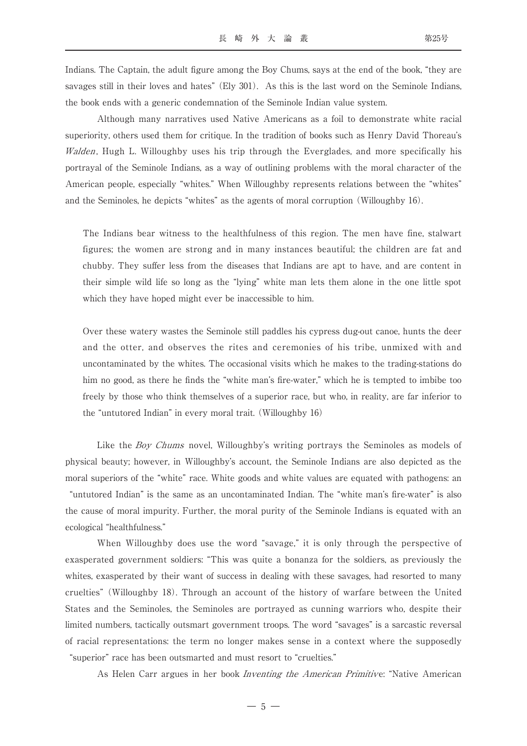Indians. The Captain, the adult figure among the Boy Chums, says at the end of the book, "they are savages still in their loves and hates" (Ely 301). As this is the last word on the Seminole Indians, the book ends with a generic condemnation of the Seminole Indian value system.

Although many narratives used Native Americans as a foil to demonstrate white racial superiority, others used them for critique. In the tradition of books such as Henry David Thoreau's *Walden*, Hugh L. Willoughby uses his trip through the Everglades, and more specifically his portrayal of the Seminole Indians, as a way of outlining problems with the moral character of the American people, especially "whites." When Willoughby represents relations between the "whites" and the Seminoles, he depicts "whites" as the agents of moral corruption (Willoughby 16).

> The Indians bear witness to the healthfulness of this region. The men have fine, stalwart figures; the women are strong and in many instances beautiful; the children are fat and chubby. They suffer less from the diseases that Indians are apt to have, and are content in their simple wild life so long as the "lying" white man lets them alone in the one little spot which they have hoped might ever be inaccessible to him.
>
> Over these watery wastes the Seminole still paddles his cypress dug-out canoe, hunts the deer and the otter, and observes the rites and ceremonies of his tribe, unmixed with and uncontaminated by the whites. The occasional visits which he makes to the trading-stations do him no good, as there he finds the "white man's fire-water," which he is tempted to imbibe too freely by those who think themselves of a superior race, but who, in reality, are far inferior to the "untutored Indian" in every moral trait. (Willoughby 16)

Like the *Boy Chums* novel, Willoughby's writing portrays the Seminoles as models of physical beauty; however, in Willoughby's account, the Seminole Indians are also depicted as the moral superiors of the "white" race. White goods and white values are equated with pathogens: an "untutored Indian" is the same as an uncontaminated Indian. The "white man's fire-water" is also the cause of moral impurity. Further, the moral purity of the Seminole Indians is equated with an ecological "healthfulness."

When Willoughby does use the word "savage," it is only through the perspective of exasperated government soldiers: "This was quite a bonanza for the soldiers, as previously the whites, exasperated by their want of success in dealing with these savages, had resorted to many cruelties" (Willoughby 18). Through an account of the history of warfare between the United States and the Seminoles, the Seminoles are portrayed as cunning warriors who, despite their limited numbers, tactically outsmart government troops. The word "savages" is a sarcastic reversal of racial representations: the term no longer makes sense in a context where the supposedly "superior" race has been outsmarted and must resort to "cruelties."

As Helen Carr argues in her book *Inventing the American Primitive*: "Native American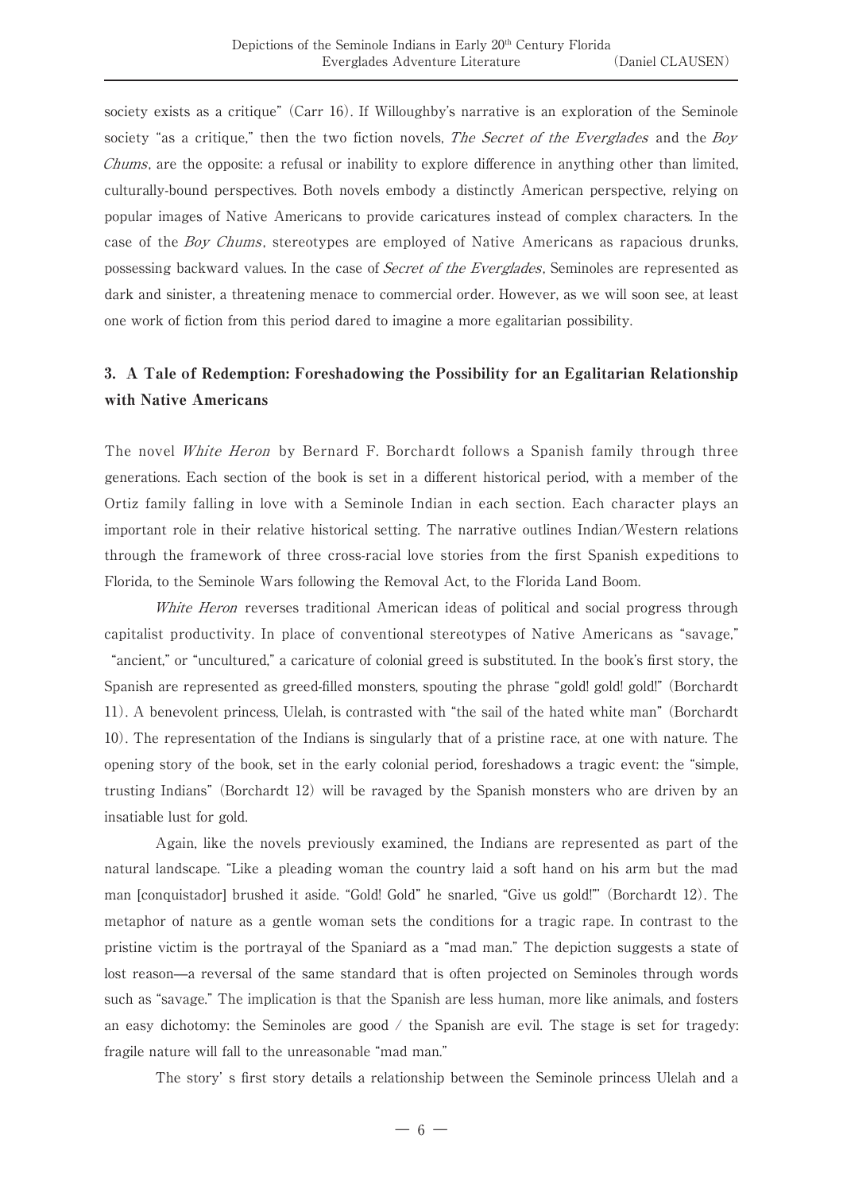society exists as a critique" (Carr 16). If Willoughby's narrative is an exploration of the Seminole society "as a critique," then the two fiction novels, *The Secret of the Everglades* and the *Boy Chums*, are the opposite: a refusal or inability to explore difference in anything other than limited, culturally-bound perspectives. Both novels embody a distinctly American perspective, relying on popular images of Native Americans to provide caricatures instead of complex characters. In the case of the *Boy Chums*, stereotypes are employed of Native Americans as rapacious drunks, possessing backward values. In the case of *Secret of the Everglades*, Seminoles are represented as dark and sinister, a threatening menace to commercial order. However, as we will soon see, at least one work of fiction from this period dared to imagine a more egalitarian possibility.

## 3. A Tale of Redemption: Foreshadowing the Possibility for an Egalitarian Relationship with Native Americans

The novel *White Heron* by Bernard F. Borchardt follows a Spanish family through three generations. Each section of the book is set in a different historical period, with a member of the Ortiz family falling in love with a Seminole Indian in each section. Each character plays an important role in their relative historical setting. The narrative outlines Indian/Western relations through the framework of three cross-racial love stories from the first Spanish expeditions to Florida, to the Seminole Wars following the Removal Act, to the Florida Land Boom.

*White Heron* reverses traditional American ideas of political and social progress through capitalist productivity. In place of conventional stereotypes of Native Americans as "savage," "ancient," or "uncultured," a caricature of colonial greed is substituted. In the book's first story, the Spanish are represented as greed-filled monsters, spouting the phrase "gold! gold! gold!" (Borchardt 11). A benevolent princess, Ulelah, is contrasted with "the sail of the hated white man" (Borchardt 10). The representation of the Indians is singularly that of a pristine race, at one with nature. The opening story of the book, set in the early colonial period, foreshadows a tragic event: the "simple, trusting Indians" (Borchardt 12) will be ravaged by the Spanish monsters who are driven by an insatiable lust for gold.

Again, like the novels previously examined, the Indians are represented as part of the natural landscape. "Like a pleading woman the country laid a soft hand on his arm but the mad man [conquistador] brushed it aside. "Gold! Gold" he snarled, "Give us gold!"" (Borchardt 12). The metaphor of nature as a gentle woman sets the conditions for a tragic rape. In contrast to the pristine victim is the portrayal of the Spaniard as a "mad man." The depiction suggests a state of lost reason—a reversal of the same standard that is often projected on Seminoles through words such as "savage." The implication is that the Spanish are less human, more like animals, and fosters an easy dichotomy: the Seminoles are good / the Spanish are evil. The stage is set for tragedy: fragile nature will fall to the unreasonable "mad man."

The story' s first story details a relationship between the Seminole princess Ulelah and a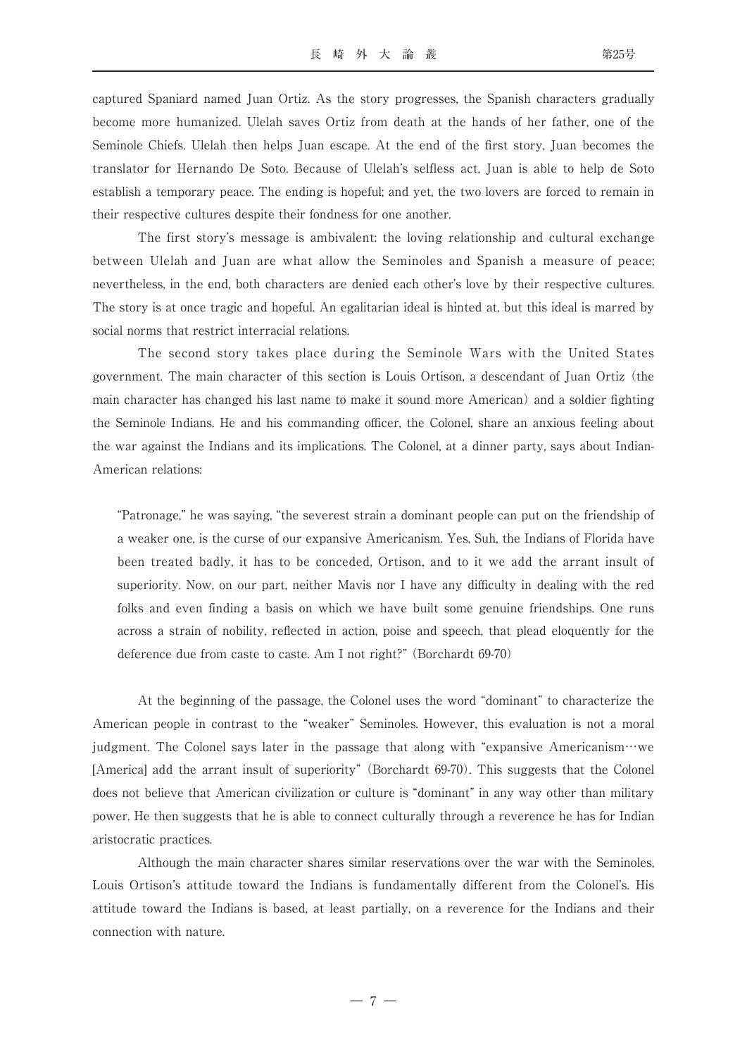captured Spaniard named Juan Ortiz. As the story progresses, the Spanish characters gradually become more humanized. Ulelah saves Ortiz from death at the hands of her father, one of the Seminole Chiefs. Ulelah then helps Juan escape. At the end of the first story, Juan becomes the translator for Hernando De Soto. Because of Ulelah's selfless act, Juan is able to help de Soto establish a temporary peace. The ending is hopeful; and yet, the two lovers are forced to remain in their respective cultures despite their fondness for one another.

The first story's message is ambivalent: the loving relationship and cultural exchange between Ulelah and Juan are what allow the Seminoles and Spanish a measure of peace; nevertheless, in the end, both characters are denied each other's love by their respective cultures. The story is at once tragic and hopeful. An egalitarian ideal is hinted at, but this ideal is marred by social norms that restrict interracial relations.

The second story takes place during the Seminole Wars with the United States government. The main character of this section is Louis Ortison, a descendant of Juan Ortiz (the main character has changed his last name to make it sound more American) and a soldier fighting the Seminole Indians. He and his commanding officer, the Colonel, share an anxious feeling about the war against the Indians and its implications. The Colonel, at a dinner party, says about Indian-American relations:

> "Patronage," he was saying, "the severest strain a dominant people can put on the friendship of a weaker one, is the curse of our expansive Americanism. Yes, Suh, the Indians of Florida have been treated badly, it has to be conceded, Ortison, and to it we add the arrant insult of superiority. Now, on our part, neither Mavis nor I have any difficulty in dealing with the red folks and even finding a basis on which we have built some genuine friendships. One runs across a strain of nobility, reflected in action, poise and speech, that plead eloquently for the deference due from caste to caste. Am I not right?" (Borchardt 69-70)

At the beginning of the passage, the Colonel uses the word "dominant" to characterize the American people in contrast to the "weaker" Seminoles. However, this evaluation is not a moral judgment. The Colonel says later in the passage that along with "expansive Americanism…we [America] add the arrant insult of superiority" (Borchardt 69-70). This suggests that the Colonel does not believe that American civilization or culture is "dominant" in any way other than military power. He then suggests that he is able to connect culturally through a reverence he has for Indian aristocratic practices.

Although the main character shares similar reservations over the war with the Seminoles, Louis Ortison's attitude toward the Indians is fundamentally different from the Colonel's. His attitude toward the Indians is based, at least partially, on a reverence for the Indians and their connection with nature.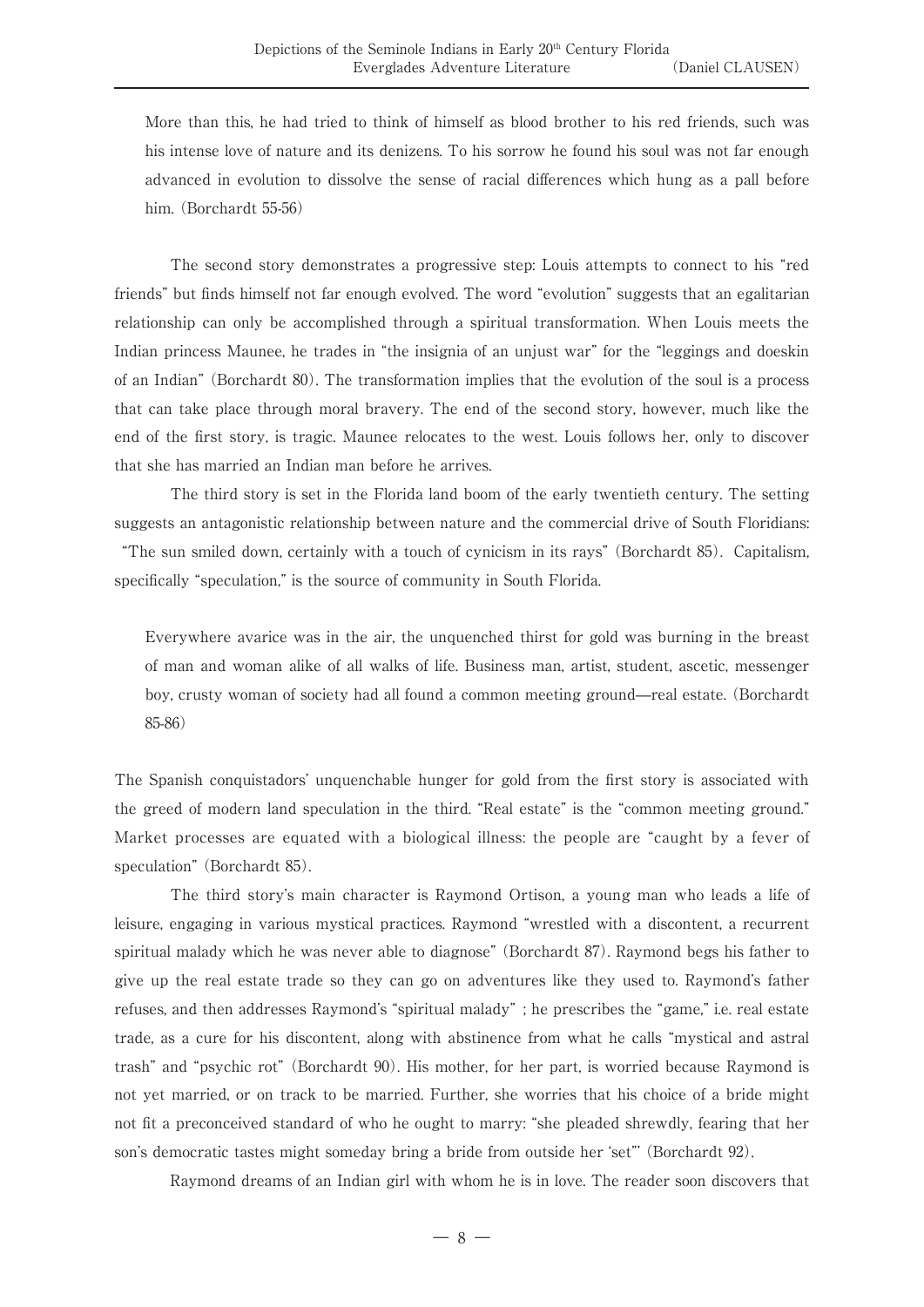> More than this, he had tried to think of himself as blood brother to his red friends, such was his intense love of nature and its denizens. To his sorrow he found his soul was not far enough advanced in evolution to dissolve the sense of racial differences which hung as a pall before him. (Borchardt 55-56)

The second story demonstrates a progressive step: Louis attempts to connect to his "red friends" but finds himself not far enough evolved. The word "evolution" suggests that an egalitarian relationship can only be accomplished through a spiritual transformation. When Louis meets the Indian princess Maunee, he trades in "the insignia of an unjust war" for the "leggings and doeskin of an Indian" (Borchardt 80). The transformation implies that the evolution of the soul is a process that can take place through moral bravery. The end of the second story, however, much like the end of the first story, is tragic. Maunee relocates to the west. Louis follows her, only to discover that she has married an Indian man before he arrives.

The third story is set in the Florida land boom of the early twentieth century. The setting suggests an antagonistic relationship between nature and the commercial drive of South Floridians: "The sun smiled down, certainly with a touch of cynicism in its rays" (Borchardt 85). Capitalism, specifically "speculation," is the source of community in South Florida.

> Everywhere avarice was in the air, the unquenched thirst for gold was burning in the breast of man and woman alike of all walks of life. Business man, artist, student, ascetic, messenger boy, crusty woman of society had all found a common meeting ground—real estate. (Borchardt 85-86)

The Spanish conquistadors' unquenchable hunger for gold from the first story is associated with the greed of modern land speculation in the third. "Real estate" is the "common meeting ground." Market processes are equated with a biological illness: the people are "caught by a fever of speculation" (Borchardt 85).

The third story's main character is Raymond Ortison, a young man who leads a life of leisure, engaging in various mystical practices. Raymond "wrestled with a discontent, a recurrent spiritual malady which he was never able to diagnose" (Borchardt 87). Raymond begs his father to give up the real estate trade so they can go on adventures like they used to. Raymond's father refuses, and then addresses Raymond's "spiritual malady" ; he prescribes the "game," i.e. real estate trade, as a cure for his discontent, along with abstinence from what he calls "mystical and astral trash" and "psychic rot" (Borchardt 90). His mother, for her part, is worried because Raymond is not yet married, or on track to be married. Further, she worries that his choice of a bride might not fit a preconceived standard of who he ought to marry: "she pleaded shrewdly, fearing that her son's democratic tastes might someday bring a bride from outside her 'set'" (Borchardt 92).

Raymond dreams of an Indian girl with whom he is in love. The reader soon discovers that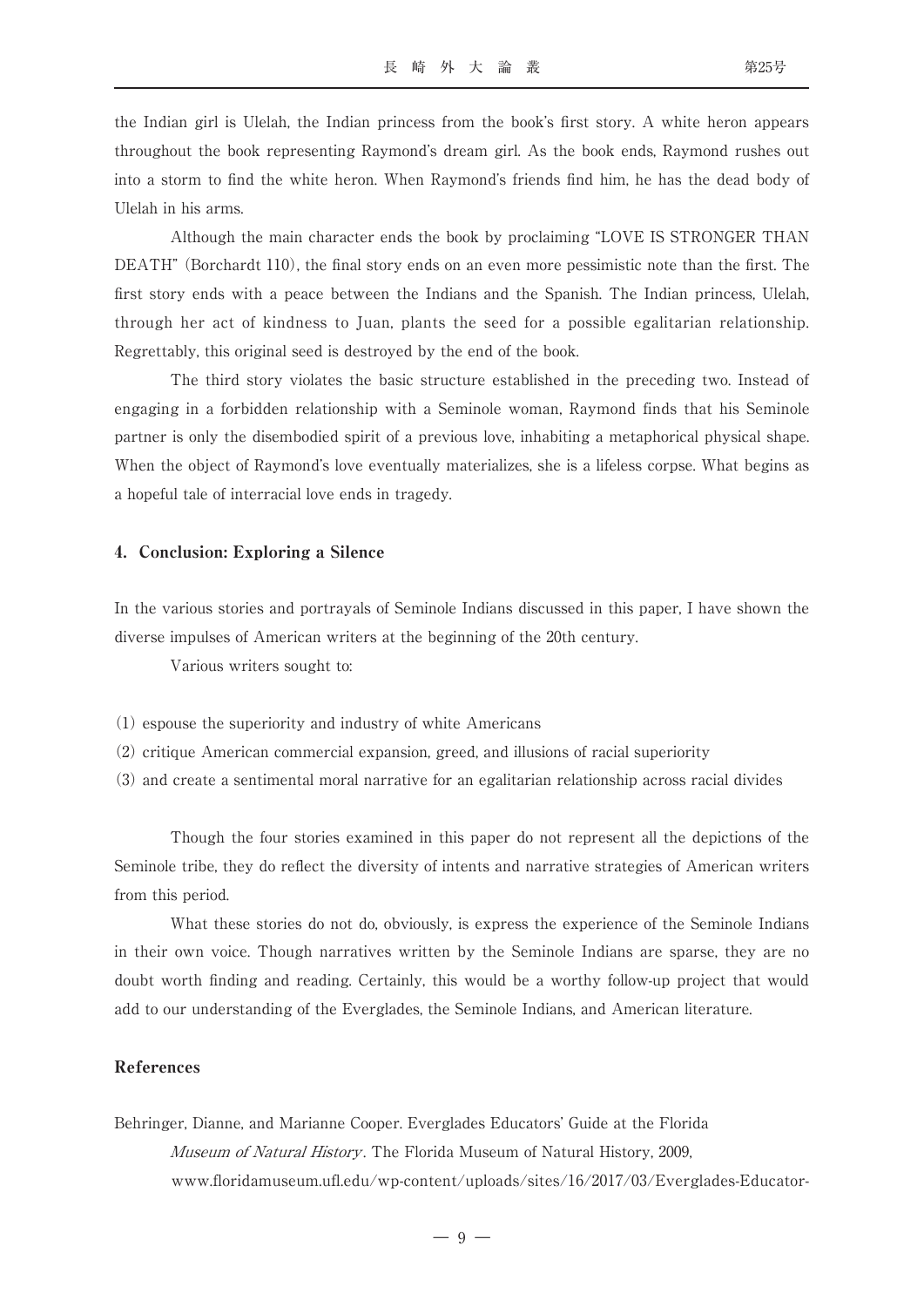the Indian girl is Ulelah, the Indian princess from the book's first story. A white heron appears throughout the book representing Raymond's dream girl. As the book ends, Raymond rushes out into a storm to find the white heron. When Raymond's friends find him, he has the dead body of Ulelah in his arms.

Although the main character ends the book by proclaiming "LOVE IS STRONGER THAN DEATH" (Borchardt 110), the final story ends on an even more pessimistic note than the first. The first story ends with a peace between the Indians and the Spanish. The Indian princess, Ulelah, through her act of kindness to Juan, plants the seed for a possible egalitarian relationship. Regrettably, this original seed is destroyed by the end of the book.

The third story violates the basic structure established in the preceding two. Instead of engaging in a forbidden relationship with a Seminole woman, Raymond finds that his Seminole partner is only the disembodied spirit of a previous love, inhabiting a metaphorical physical shape. When the object of Raymond's love eventually materializes, she is a lifeless corpse. What begins as a hopeful tale of interracial love ends in tragedy.

## 4. Conclusion: Exploring a Silence

In the various stories and portrayals of Seminole Indians discussed in this paper, I have shown the diverse impulses of American writers at the beginning of the 20th century.

Various writers sought to:

(1) espouse the superiority and industry of white Americans
(2) critique American commercial expansion, greed, and illusions of racial superiority
(3) and create a sentimental moral narrative for an egalitarian relationship across racial divides

Though the four stories examined in this paper do not represent all the depictions of the Seminole tribe, they do reflect the diversity of intents and narrative strategies of American writers from this period.

What these stories do not do, obviously, is express the experience of the Seminole Indians in their own voice. Though narratives written by the Seminole Indians are sparse, they are no doubt worth finding and reading. Certainly, this would be a worthy follow-up project that would add to our understanding of the Everglades, the Seminole Indians, and American literature.

## References

Behringer, Dianne, and Marianne Cooper. Everglades Educators' Guide at the Florida *Museum of Natural History*. The Florida Museum of Natural History, 2009, www.floridamuseum.ufl.edu/wp-content/uploads/sites/16/2017/03/Everglades-Educator-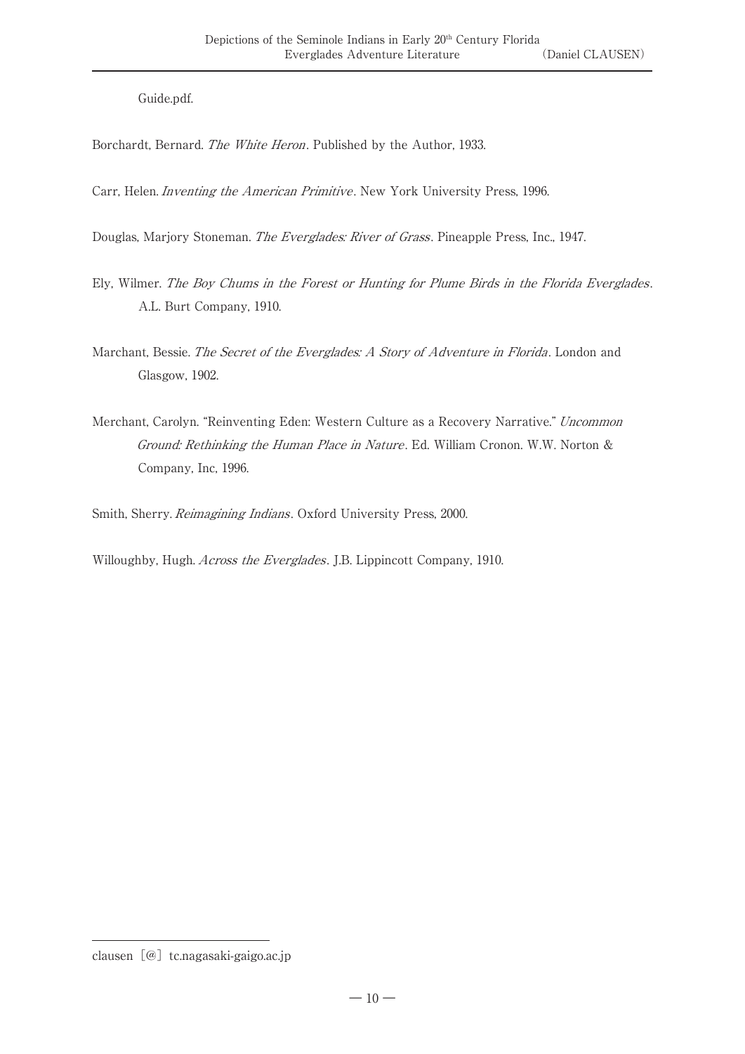Guide.pdf.

Borchardt, Bernard. *The White Heron*. Published by the Author, 1933.

Carr, Helen. *Inventing the American Primitive*. New York University Press, 1996.

Douglas, Marjory Stoneman. *The Everglades: River of Grass*. Pineapple Press, Inc., 1947.

Ely, Wilmer. *The Boy Chums in the Forest or Hunting for Plume Birds in the Florida Everglades*. A.L. Burt Company, 1910.

Marchant, Bessie. *The Secret of the Everglades: A Story of Adventure in Florida*. London and Glasgow, 1902.

Merchant, Carolyn. "Reinventing Eden: Western Culture as a Recovery Narrative." *Uncommon Ground: Rethinking the Human Place in Nature*. Ed. William Cronon. W.W. Norton & Company, Inc, 1996.

Smith, Sherry. *Reimagining Indians*. Oxford University Press, 2000.

Willoughby, Hugh. *Across the Everglades*. J.B. Lippincott Company, 1910.

---

clausen [@] tc.nagasaki-gaigo.ac.jp